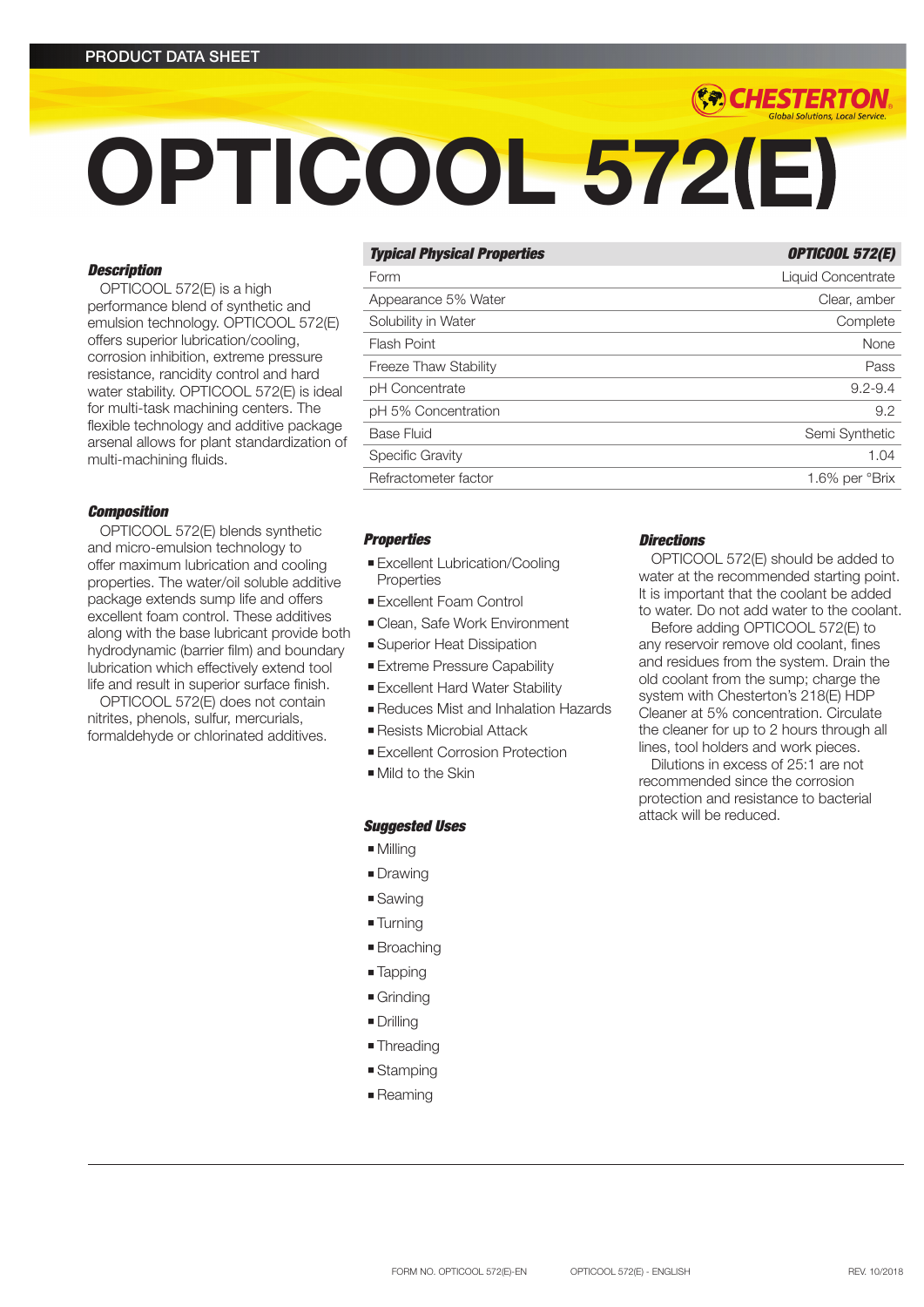PRODUCT DATA SHEET

# OPTICOOL 572(E)

### Description

OPTICOOL 572(E) is a high performance blend of synthetic and emulsion technology. OPTICOOL 572(E) offers superior lubrication/cooling, corrosion inhibition, extreme pressure resistance, rancidity control and hard water stability. OPTICOOL 572(E) is ideal for multi-task machining centers. The flexible technology and additive package arsenal allows for plant standardization of multi-machining fluids.

### Composition

OPTICOOL 572(E) blends synthetic and micro-emulsion technology to offer maximum lubrication and cooling properties. The water/oil soluble additive package extends sump life and offers excellent foam control. These additives along with the base lubricant provide both hydrodynamic (barrier film) and boundary lubrication which effectively extend tool life and result in superior surface finish.

OPTICOOL 572(E) does not contain nitrites, phenols, sulfur, mercurials, formaldehyde or chlorinated additives.

| Typical Physical Properties | OPTICOOL 572(E) |
|---|---|
| Form | Liquid Concentrate |
| Appearance 5% Water | Clear, amber |
| Solubility in Water | Complete |
| Flash Point | None |
| Freeze Thaw Stability | Pass |
| pH Concentrate | 9.2-9.4 |
| pH 5% Concentration | 9.2 |
| Base Fluid | Semi Synthetic |
| Specific Gravity | 1.04 |
| Refractometer factor | 1.6% per °Brix |

### Properties

- Excellent Lubrication/Cooling Properties
- Excellent Foam Control
- Clean, Safe Work Environment
- Superior Heat Dissipation
- Extreme Pressure Capability
- Excellent Hard Water Stability
- Reduces Mist and Inhalation Hazards
- Resists Microbial Attack
- Excellent Corrosion Protection
- Mild to the Skin

### Suggested Uses

- Milling
- Drawing
- Sawing
- Turning
- Broaching
- Tapping
- Grinding
- Drilling
- Threading
- Stamping
- Reaming

### Directions

OPTICOOL 572(E) should be added to water at the recommended starting point. It is important that the coolant be added to water. Do not add water to the coolant.

Before adding OPTICOOL 572(E) to any reservoir remove old coolant, fines and residues from the system. Drain the old coolant from the sump; charge the system with Chesterton's 218(E) HDP Cleaner at 5% concentration. Circulate the cleaner for up to 2 hours through all lines, tool holders and work pieces.

Dilutions in excess of 25:1 are not recommended since the corrosion protection and resistance to bacterial attack will be reduced.

FORM NO. OPTICOOL 572(E)-EN OPTICOOL 572(E) - ENGLISH REV. 10/2018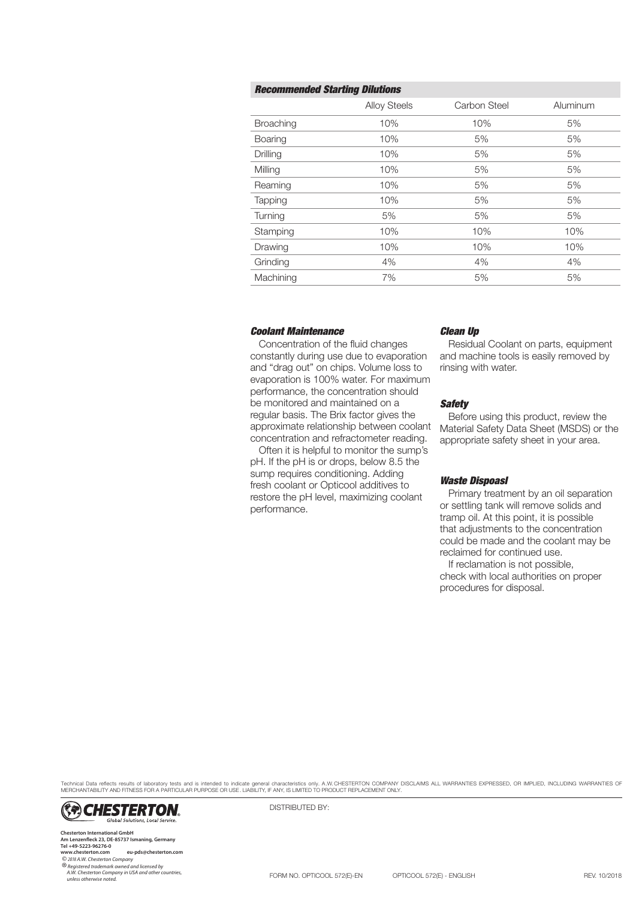## Recommended Starting Dilutions

| | Alloy Steels | Carbon Steel | Aluminum |
|---|---|---|---|
| Broaching | 10% | 10% | 5% |
| Boaring | 10% | 5% | 5% |
| Drilling | 10% | 5% | 5% |
| Milling | 10% | 5% | 5% |
| Reaming | 10% | 5% | 5% |
| Tapping | 10% | 5% | 5% |
| Turning | 5% | 5% | 5% |
| Stamping | 10% | 10% | 10% |
| Drawing | 10% | 10% | 10% |
| Grinding | 4% | 4% | 4% |
| Machining | 7% | 5% | 5% |

### *Coolant Maintenance*

Concentration of the fluid changes constantly during use due to evaporation and "drag out" on chips. Volume loss to evaporation is 100% water. For maximum performance, the concentration should be monitored and maintained on a regular basis. The Brix factor gives the approximate relationship between coolant concentration and refractometer reading.

Often it is helpful to monitor the sump's pH. If the pH is or drops, below 8.5 the sump requires conditioning. Adding fresh coolant or Opticool additives to restore the pH level, maximizing coolant performance.

### *Clean Up*

Residual Coolant on parts, equipment and machine tools is easily removed by rinsing with water.

### *Safety*

Before using this product, review the Material Safety Data Sheet (MSDS) or the appropriate safety sheet in your area.

### *Waste Disposasl*

Primary treatment by an oil separation or settling tank will remove solids and tramp oil. At this point, it is possible that adjustments to the concentration could be made and the coolant may be reclaimed for continued use.

If reclamation is not possible, check with local authorities on proper procedures for disposal.

Technical Data reflects results of laboratory tests and is intended to indicate general characteristics only. A.W. CHESTERTON COMPANY DISCLAIMS ALL WARRANTIES EXPRESSED, OR IMPLIED, INCLUDING WARRANTIES OF MERCHANTABILITY AND FITNESS FOR A PARTICULAR PURPOSE OR USE. LIABILITY, IF ANY, IS LIMITED TO PRODUCT REPLACEMENT ONLY.

**CHESTERTON**
*Global Solutions, Local Service.*

DISTRIBUTED BY:

**Chesterton International GmbH**
**Am Lenzenfleck 23, DE-85737 Ismaning, Germany**
**Tel +49-5223-96276-0**
**www.chesterton.com eu-pds@chesterton.com**
*© 2018 A.W. Chesterton Company*
*® Registered trademark owned and licensed by A.W. Chesterton Company in USA and other countries, unless otherwise noted.*

FORM NO. OPTICOOL 572(E)-EN OPTICOOL 572(E) - ENGLISH REV. 10/2018